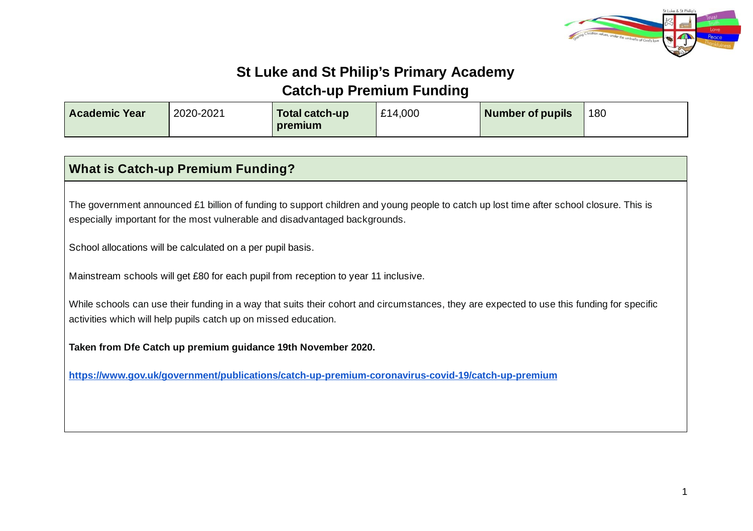# St Luke and St Philip's Primary Academy

## Catch-up Premium Funding

| Academic Year | 2020-2021 | Total catch-up premium | £14,000 | Number of pupils | 180 |
|---|---|---|---|---|---|

## What is Catch-up Premium Funding?

The government announced £1 billion of funding to support children and young people to catch up lost time after school closure. This is especially important for the most vulnerable and disadvantaged backgrounds.

School allocations will be calculated on a per pupil basis.

Mainstream schools will get £80 for each pupil from reception to year 11 inclusive.

While schools can use their funding in a way that suits their cohort and circumstances, they are expected to use this funding for specific activities which will help pupils catch up on missed education.

**Taken from Dfe Catch up premium guidance 19th November 2020.**

**https://www.gov.uk/government/publications/catch-up-premium-coronavirus-covid-19/catch-up-premium**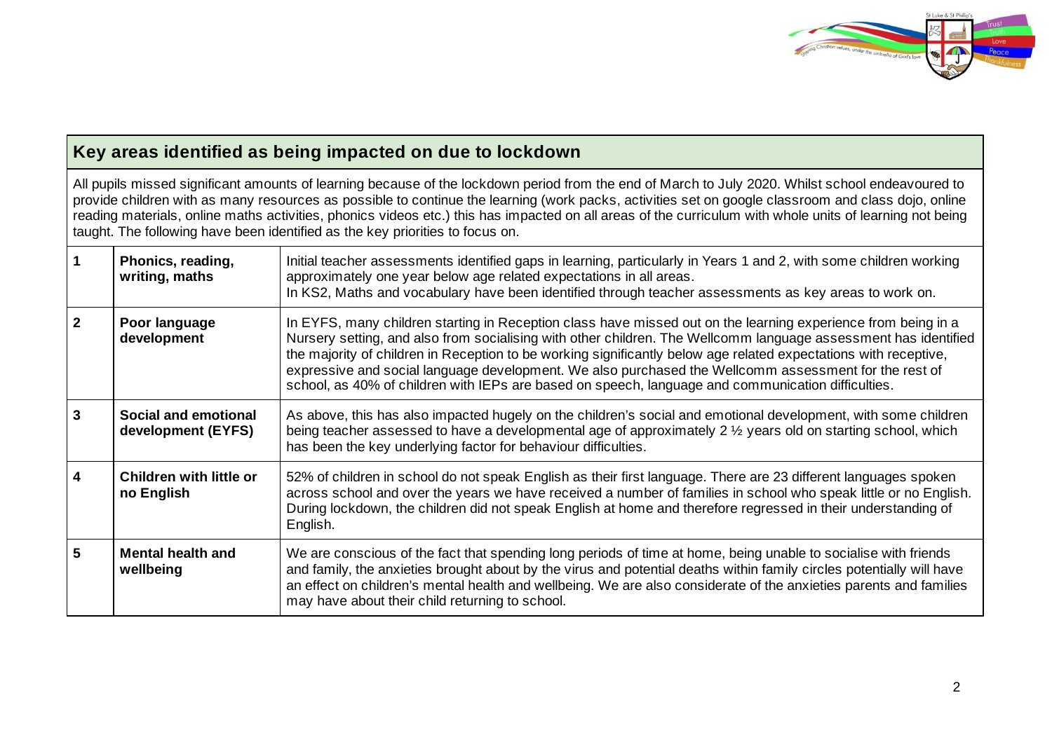## Key areas identified as being impacted on due to lockdown

All pupils missed significant amounts of learning because of the lockdown period from the end of March to July 2020. Whilst school endeavoured to provide children with as many resources as possible to continue the learning (work packs, activities set on google classroom and class dojo, online reading materials, online maths activities, phonics videos etc.) this has impacted on all areas of the curriculum with whole units of learning not being taught. The following have been identified as the key priorities to focus on.

| | | |
|---|---|---|
| 1 | **Phonics, reading, writing, maths** | Initial teacher assessments identified gaps in learning, particularly in Years 1 and 2, with some children working approximately one year below age related expectations in all areas.<br>In KS2, Maths and vocabulary have been identified through teacher assessments as key areas to work on. |
| 2 | **Poor language development** | In EYFS, many children starting in Reception class have missed out on the learning experience from being in a Nursery setting, and also from socialising with other children. The Wellcomm language assessment has identified the majority of children in Reception to be working significantly below age related expectations with receptive, expressive and social language development. We also purchased the Wellcomm assessment for the rest of school, as 40% of children with IEPs are based on speech, language and communication difficulties. |
| 3 | **Social and emotional development (EYFS)** | As above, this has also impacted hugely on the children's social and emotional development, with some children being teacher assessed to have a developmental age of approximately 2 ½ years old on starting school, which has been the key underlying factor for behaviour difficulties. |
| 4 | **Children with little or no English** | 52% of children in school do not speak English as their first language. There are 23 different languages spoken across school and over the years we have received a number of families in school who speak little or no English. During lockdown, the children did not speak English at home and therefore regressed in their understanding of English. |
| 5 | **Mental health and wellbeing** | We are conscious of the fact that spending long periods of time at home, being unable to socialise with friends and family, the anxieties brought about by the virus and potential deaths within family circles potentially will have an effect on children's mental health and wellbeing. We are also considerate of the anxieties parents and families may have about their child returning to school. |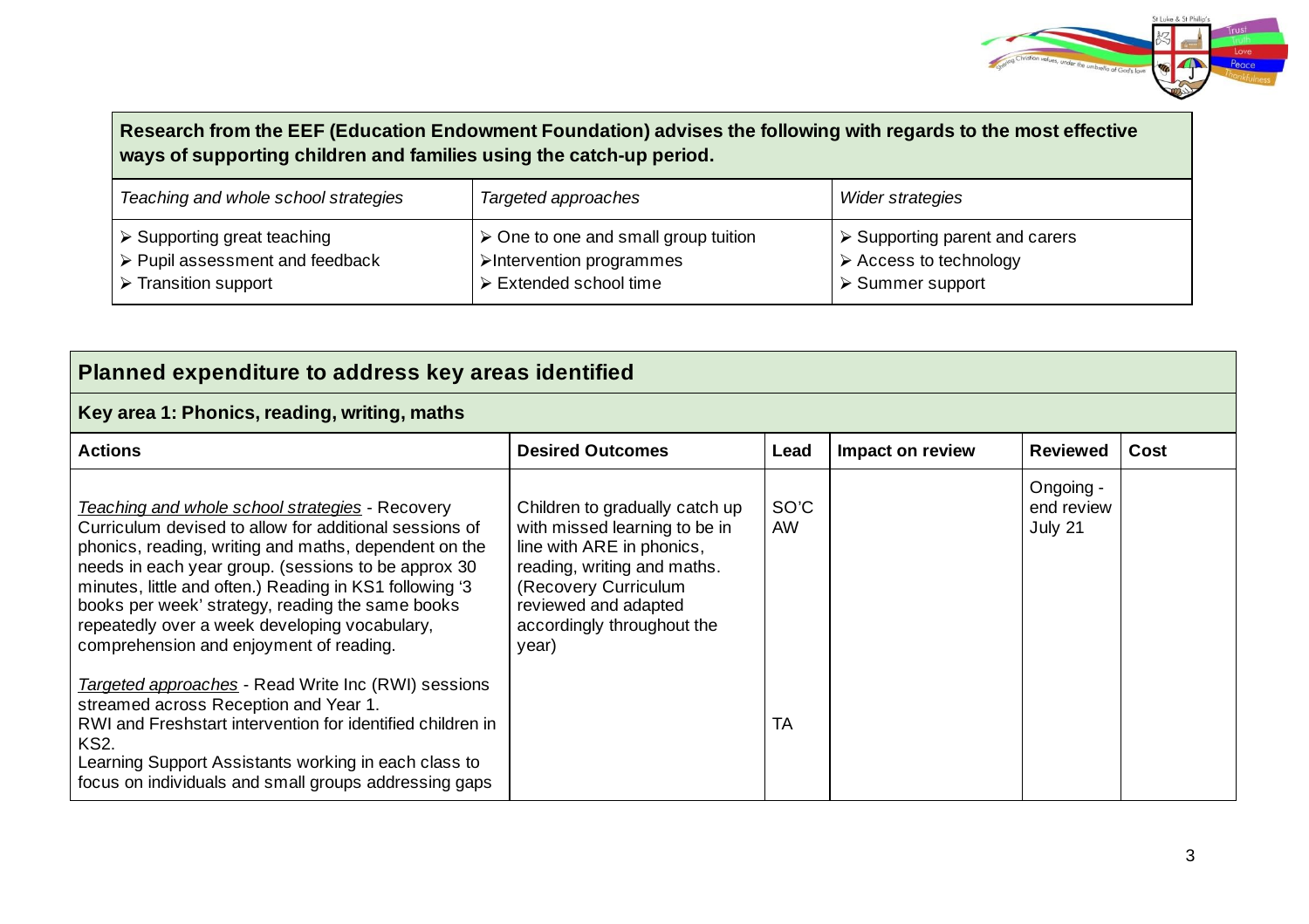| **Research from the EEF (Education Endowment Foundation) advises the following with regards to the most effective ways of supporting children and families using the catch-up period.** | | |
|---|---|---|
| *Teaching and whole school strategies* | *Targeted approaches* | *Wider strategies* |
| ➢ Supporting great teaching<br>➢ Pupil assessment and feedback<br>➢ Transition support | ➢ One to one and small group tuition<br>➢Intervention programmes<br>➢ Extended school time | ➢ Supporting parent and carers<br>➢ Access to technology<br>➢ Summer support |

## Planned expenditure to address key areas identified

### Key area 1: Phonics, reading, writing, maths

| **Actions** | **Desired Outcomes** | **Lead** | **Impact on review** | **Reviewed** | **Cost** |
|---|---|---|---|---|---|
| *Teaching and whole school strategies* - Recovery Curriculum devised to allow for additional sessions of phonics, reading, writing and maths, dependent on the needs in each year group. (sessions to be approx 30 minutes, little and often.) Reading in KS1 following '3 books per week' strategy, reading the same books repeatedly over a week developing vocabulary, comprehension and enjoyment of reading. | Children to gradually catch up with missed learning to be in line with ARE in phonics, reading, writing and maths. (Recovery Curriculum reviewed and adapted accordingly throughout the year) | SO'C<br>AW | | Ongoing - end review July 21 | |
| *Targeted approaches* - Read Write Inc (RWI) sessions streamed across Reception and Year 1.<br>RWI and Freshstart intervention for identified children in KS2.<br>Learning Support Assistants working in each class to focus on individuals and small groups addressing gaps | | TA | | | |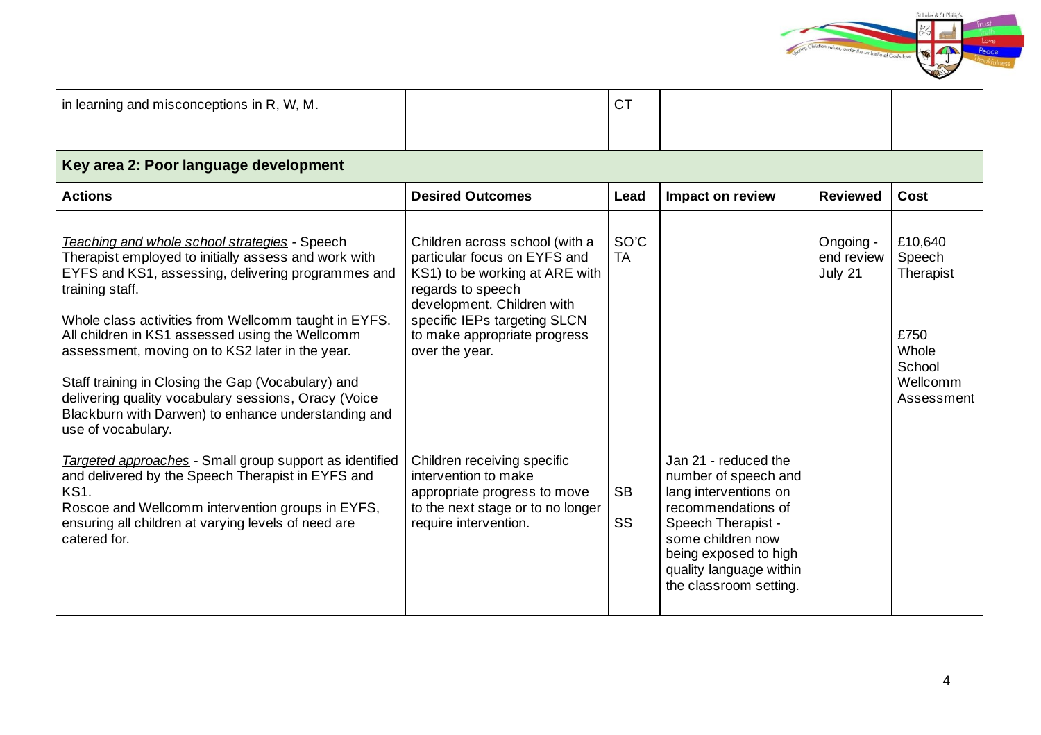| in learning and misconceptions in R, W, M. | | CT | | | |
|---|---|---|---|---|---|
| **Key area 2: Poor language development** | | | | | |
| **Actions** | **Desired Outcomes** | **Lead** | **Impact on review** | **Reviewed** | **Cost** |
| _Teaching and whole school strategies_ - Speech Therapist employed to initially assess and work with EYFS and KS1, assessing, delivering programmes and training staff.<br><br>Whole class activities from Wellcomm taught in EYFS. All children in KS1 assessed using the Wellcomm assessment, moving on to KS2 later in the year.<br><br>Staff training in Closing the Gap (Vocabulary) and delivering quality vocabulary sessions, Oracy (Voice Blackburn with Darwen) to enhance understanding and use of vocabulary. | Children across school (with a particular focus on EYFS and KS1) to be working at ARE with regards to speech development. Children with specific IEPs targeting SLCN to make appropriate progress over the year. | SO'C<br>TA | | Ongoing - end review July 21 | £10,640 Speech Therapist<br><br>£750 Whole School Wellcomm Assessment |
| _Targeted approaches_ - Small group support as identified and delivered by the Speech Therapist in EYFS and KS1.<br>Roscoe and Wellcomm intervention groups in EYFS, ensuring all children at varying levels of need are catered for. | Children receiving specific intervention to make appropriate progress to move to the next stage or to no longer require intervention. | SB<br><br>SS | Jan 21 - reduced the number of speech and lang interventions on recommendations of Speech Therapist - some children now being exposed to high quality language within the classroom setting. | | |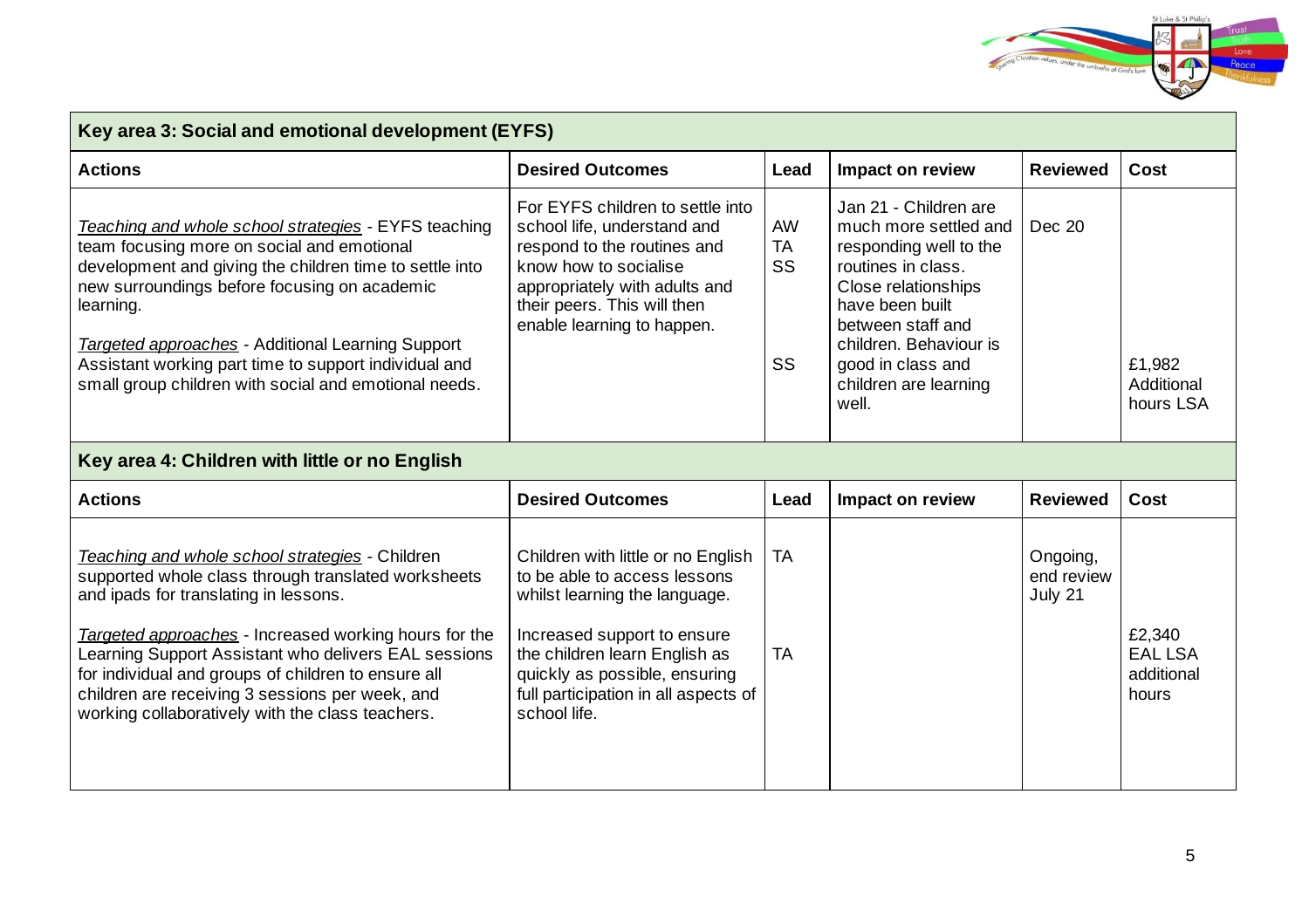## Key area 3: Social and emotional development (EYFS)

| Actions | Desired Outcomes | Lead | Impact on review | Reviewed | Cost |
|---|---|---|---|---|---|
| *Teaching and whole school strategies* - EYFS teaching team focusing more on social and emotional development and giving the children time to settle into new surroundings before focusing on academic learning. | For EYFS children to settle into school life, understand and respond to the routines and know how to socialise appropriately with adults and their peers. This will then enable learning to happen. | AW TA SS | Jan 21 - Children are much more settled and responding well to the routines in class. Close relationships have been built between staff and children. Behaviour is good in class and children are learning well. | Dec 20 | |
| *Targeted approaches* - Additional Learning Support Assistant working part time to support individual and small group children with social and emotional needs. | | SS | | | £1,982 Additional hours LSA |

## Key area 4: Children with little or no English

| Actions | Desired Outcomes | Lead | Impact on review | Reviewed | Cost |
|---|---|---|---|---|---|
| *Teaching and whole school strategies* - Children supported whole class through translated worksheets and ipads for translating in lessons. | Children with little or no English to be able to access lessons whilst learning the language. | TA | | Ongoing, end review July 21 | |
| *Targeted approaches* - Increased working hours for the Learning Support Assistant who delivers EAL sessions for individual and groups of children to ensure all children are receiving 3 sessions per week, and working collaboratively with the class teachers. | Increased support to ensure the children learn English as quickly as possible, ensuring full participation in all aspects of school life. | TA | | | £2,340 EAL LSA additional hours |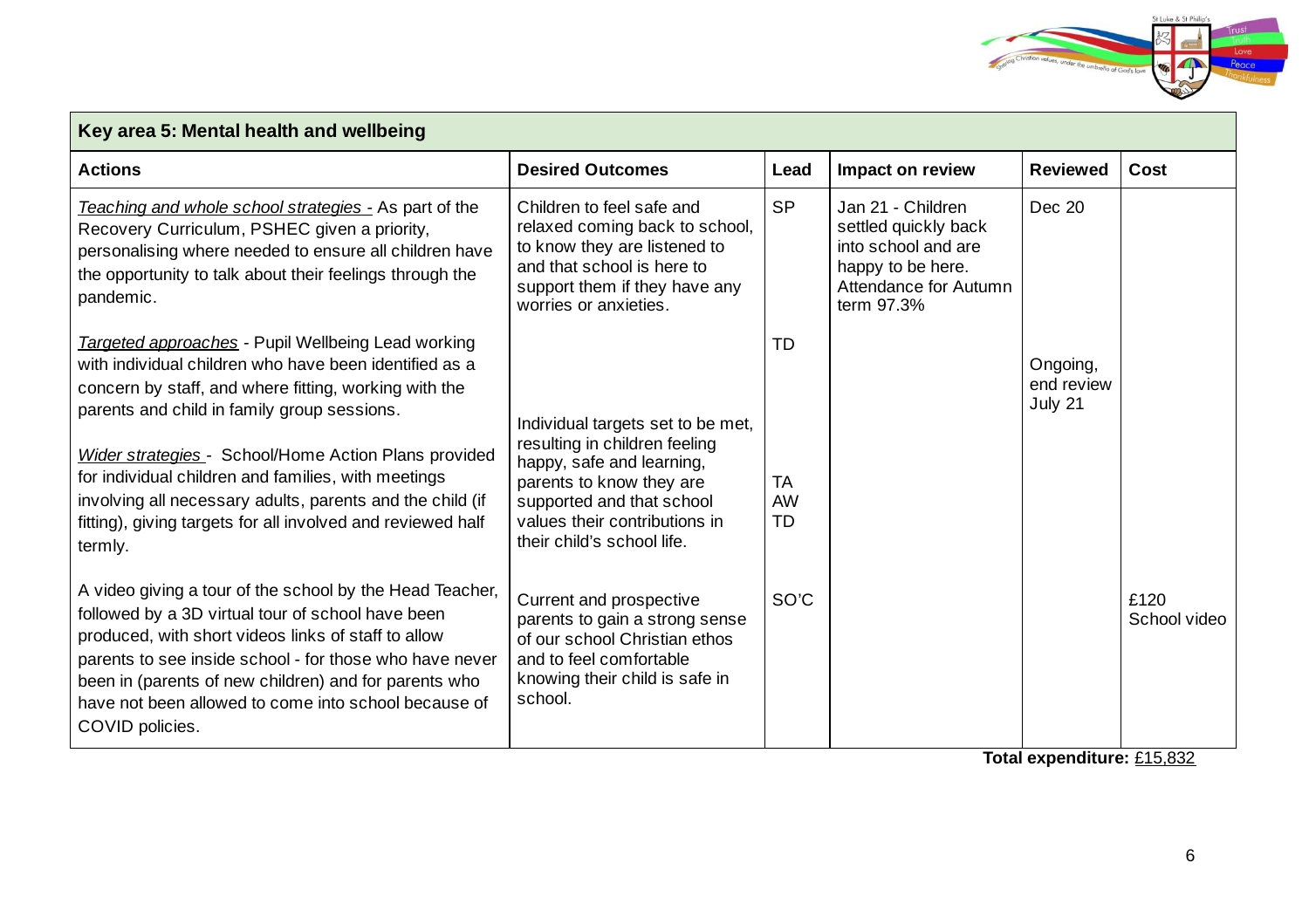| Key area 5: Mental health and wellbeing | | | | | |
|---|---|---|---|---|---|
| **Actions** | **Desired Outcomes** | **Lead** | **Impact on review** | **Reviewed** | **Cost** |
| *Teaching and whole school strategies* - As part of the Recovery Curriculum, PSHEC given a priority, personalising where needed to ensure all children have the opportunity to talk about their feelings through the pandemic. | Children to feel safe and relaxed coming back to school, to know they are listened to and that school is here to support them if they have any worries or anxieties. | SP | Jan 21 - Children settled quickly back into school and are happy to be here. Attendance for Autumn term 97.3% | Dec 20 | |
| *Targeted approaches* - Pupil Wellbeing Lead working with individual children who have been identified as a concern by staff, and where fitting, working with the parents and child in family group sessions. | Individual targets set to be met, resulting in children feeling happy, safe and learning, parents to know they are supported and that school values their contributions in their child's school life. | TD | | Ongoing, end review July 21 | |
| *Wider strategies* - School/Home Action Plans provided for individual children and families, with meetings involving all necessary adults, parents and the child (if fitting), giving targets for all involved and reviewed half termly. | | TA AW TD | | | |
| A video giving a tour of the school by the Head Teacher, followed by a 3D virtual tour of school have been produced, with short videos links of staff to allow parents to see inside school - for those who have never been in (parents of new children) and for parents who have not been allowed to come into school because of COVID policies. | Current and prospective parents to gain a strong sense of our school Christian ethos and to feel comfortable knowing their child is safe in school. | SO'C | | | £120 School video |

**Total expenditure:** £15,832